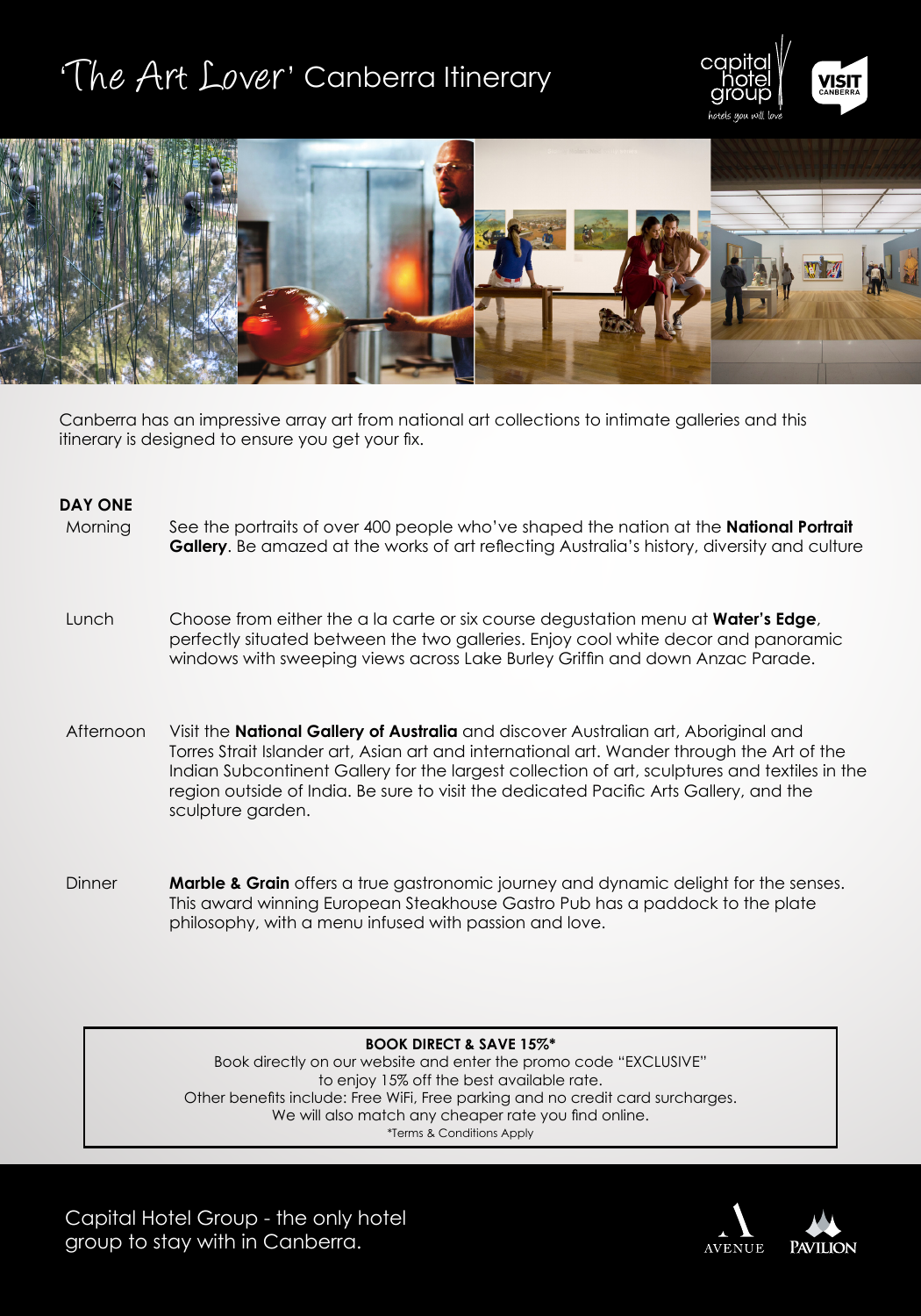# 'The Art Lover' Canberra Itinerary

Canberra has an impressive array art from national art collections to intimate galleries and this itinerary is designed to ensure you get your fix.

## DAY ONE

**Morning**

See the portraits of over 400 people who've shaped the nation at the **National Portrait Gallery**. Be amazed at the works of art reflecting Australia's history, diversity and culture

**Lunch**

Choose from either the a la carte or six course degustation menu at **Water's Edge**, perfectly situated between the two galleries. Enjoy cool white decor and panoramic windows with sweeping views across Lake Burley Griffin and down Anzac Parade.

**Afternoon**

Visit the **National Gallery of Australia** and discover Australian art, Aboriginal and Torres Strait Islander art, Asian art and international art. Wander through the Art of the Indian Subcontinent Gallery for the largest collection of art, sculptures and textiles in the region outside of India. Be sure to visit the dedicated Pacific Arts Gallery, and the sculpture garden.

**Dinner**

**Marble & Grain** offers a true gastronomic journey and dynamic delight for the senses. This award winning European Steakhouse Gastro Pub has a paddock to the plate philosophy, with a menu infused with passion and love.

**BOOK DIRECT & SAVE 15%***

Book directly on our website and enter the promo code "EXCLUSIVE" to enjoy 15% off the best available rate.
Other benefits include: Free WiFi, Free parking and no credit card surcharges.
We will also match any cheaper rate you find online.
*Terms & Conditions Apply

Capital Hotel Group - the only hotel group to stay with in Canberra.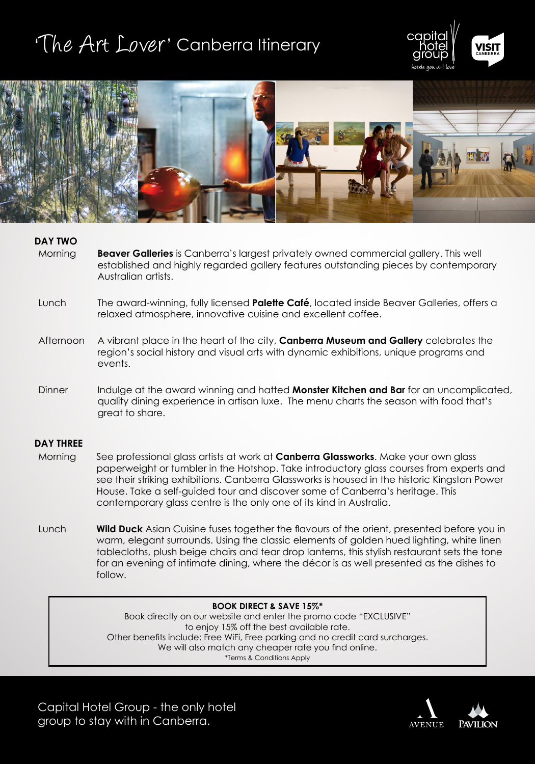# 'The Art Lover' Canberra Itinerary

capital hotel group
hotels you will love

VISIT CANBERRA

## DAY TWO

**Morning**

**Beaver Galleries** is Canberra's largest privately owned commercial gallery. This well established and highly regarded gallery features outstanding pieces by contemporary Australian artists.

**Lunch**

The award-winning, fully licensed **Palette Café**, located inside Beaver Galleries, offers a relaxed atmosphere, innovative cuisine and excellent coffee.

**Afternoon**

A vibrant place in the heart of the city, **Canberra Museum and Gallery** celebrates the region's social history and visual arts with dynamic exhibitions, unique programs and events.

**Dinner**

Indulge at the award winning and hatted **Monster Kitchen and Bar** for an uncomplicated, quality dining experience in artisan luxe. The menu charts the season with food that's great to share.

## DAY THREE

**Morning**

See professional glass artists at work at **Canberra Glassworks**. Make your own glass paperweight or tumbler in the Hotshop. Take introductory glass courses from experts and see their striking exhibitions. Canberra Glassworks is housed in the historic Kingston Power House. Take a self-guided tour and discover some of Canberra's heritage. This contemporary glass centre is the only one of its kind in Australia.

**Lunch**

**Wild Duck** Asian Cuisine fuses together the flavours of the orient, presented before you in warm, elegant surrounds. Using the classic elements of golden hued lighting, white linen tablecloths, plush beige chairs and tear drop lanterns, this stylish restaurant sets the tone for an evening of intimate dining, where the décor is as well presented as the dishes to follow.

**BOOK DIRECT & SAVE 15%***

Book directly on our website and enter the promo code "EXCLUSIVE" to enjoy 15% off the best available rate.
Other benefits include: Free WiFi, Free parking and no credit card surcharges.
We will also match any cheaper rate you find online.
*Terms & Conditions Apply

Capital Hotel Group - the only hotel group to stay with in Canberra.

AVENUE PAVILION